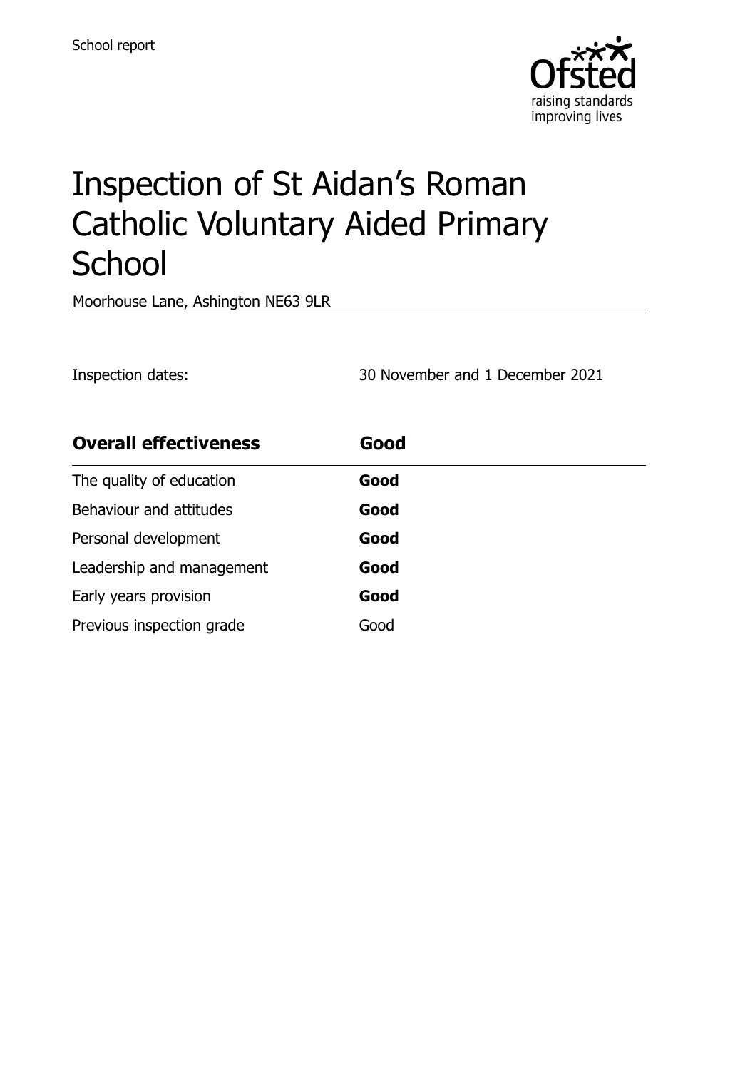School report

# Inspection of St Aidan's Roman Catholic Voluntary Aided Primary School

Moorhouse Lane, Ashington NE63 9LR

Inspection dates: 30 November and 1 December 2021

| | |
|---|---|
| **Overall effectiveness** | **Good** |
| The quality of education | **Good** |
| Behaviour and attitudes | **Good** |
| Personal development | **Good** |
| Leadership and management | **Good** |
| Early years provision | **Good** |
| Previous inspection grade | Good |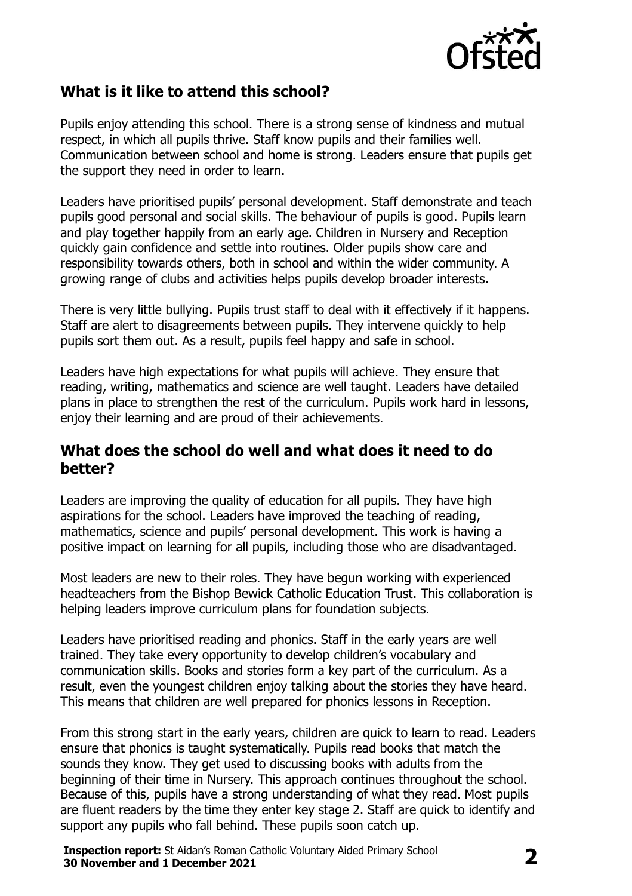## What is it like to attend this school?

Pupils enjoy attending this school. There is a strong sense of kindness and mutual respect, in which all pupils thrive. Staff know pupils and their families well. Communication between school and home is strong. Leaders ensure that pupils get the support they need in order to learn.

Leaders have prioritised pupils' personal development. Staff demonstrate and teach pupils good personal and social skills. The behaviour of pupils is good. Pupils learn and play together happily from an early age. Children in Nursery and Reception quickly gain confidence and settle into routines. Older pupils show care and responsibility towards others, both in school and within the wider community. A growing range of clubs and activities helps pupils develop broader interests.

There is very little bullying. Pupils trust staff to deal with it effectively if it happens. Staff are alert to disagreements between pupils. They intervene quickly to help pupils sort them out. As a result, pupils feel happy and safe in school.

Leaders have high expectations for what pupils will achieve. They ensure that reading, writing, mathematics and science are well taught. Leaders have detailed plans in place to strengthen the rest of the curriculum. Pupils work hard in lessons, enjoy their learning and are proud of their achievements.

## What does the school do well and what does it need to do better?

Leaders are improving the quality of education for all pupils. They have high aspirations for the school. Leaders have improved the teaching of reading, mathematics, science and pupils' personal development. This work is having a positive impact on learning for all pupils, including those who are disadvantaged.

Most leaders are new to their roles. They have begun working with experienced headteachers from the Bishop Bewick Catholic Education Trust. This collaboration is helping leaders improve curriculum plans for foundation subjects.

Leaders have prioritised reading and phonics. Staff in the early years are well trained. They take every opportunity to develop children's vocabulary and communication skills. Books and stories form a key part of the curriculum. As a result, even the youngest children enjoy talking about the stories they have heard. This means that children are well prepared for phonics lessons in Reception.

From this strong start in the early years, children are quick to learn to read. Leaders ensure that phonics is taught systematically. Pupils read books that match the sounds they know. They get used to discussing books with adults from the beginning of their time in Nursery. This approach continues throughout the school. Because of this, pupils have a strong understanding of what they read. Most pupils are fluent readers by the time they enter key stage 2. Staff are quick to identify and support any pupils who fall behind. These pupils soon catch up.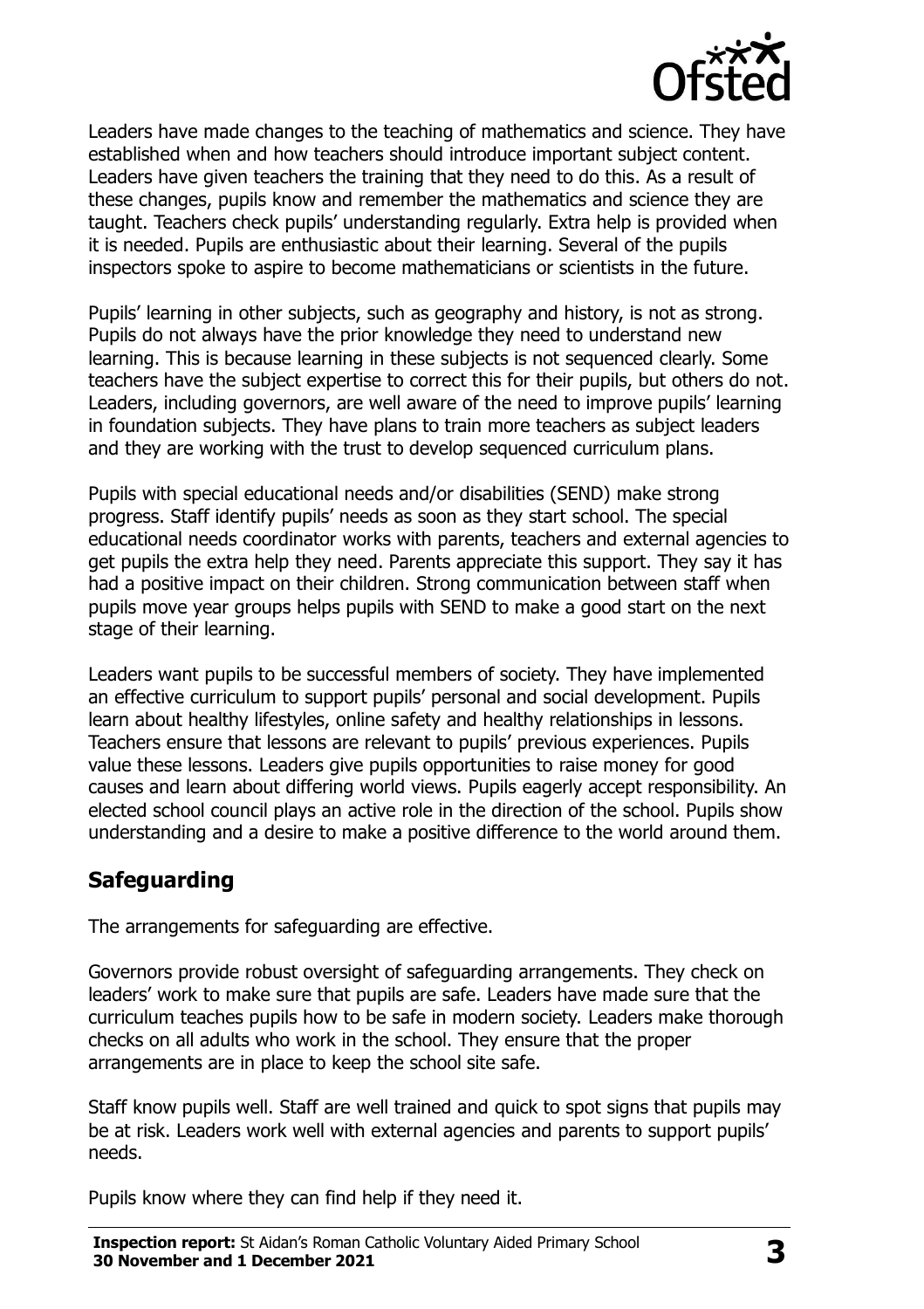Leaders have made changes to the teaching of mathematics and science. They have established when and how teachers should introduce important subject content. Leaders have given teachers the training that they need to do this. As a result of these changes, pupils know and remember the mathematics and science they are taught. Teachers check pupils' understanding regularly. Extra help is provided when it is needed. Pupils are enthusiastic about their learning. Several of the pupils inspectors spoke to aspire to become mathematicians or scientists in the future.

Pupils' learning in other subjects, such as geography and history, is not as strong. Pupils do not always have the prior knowledge they need to understand new learning. This is because learning in these subjects is not sequenced clearly. Some teachers have the subject expertise to correct this for their pupils, but others do not. Leaders, including governors, are well aware of the need to improve pupils' learning in foundation subjects. They have plans to train more teachers as subject leaders and they are working with the trust to develop sequenced curriculum plans.

Pupils with special educational needs and/or disabilities (SEND) make strong progress. Staff identify pupils' needs as soon as they start school. The special educational needs coordinator works with parents, teachers and external agencies to get pupils the extra help they need. Parents appreciate this support. They say it has had a positive impact on their children. Strong communication between staff when pupils move year groups helps pupils with SEND to make a good start on the next stage of their learning.

Leaders want pupils to be successful members of society. They have implemented an effective curriculum to support pupils' personal and social development. Pupils learn about healthy lifestyles, online safety and healthy relationships in lessons. Teachers ensure that lessons are relevant to pupils' previous experiences. Pupils value these lessons. Leaders give pupils opportunities to raise money for good causes and learn about differing world views. Pupils eagerly accept responsibility. An elected school council plays an active role in the direction of the school. Pupils show understanding and a desire to make a positive difference to the world around them.

## Safeguarding

The arrangements for safeguarding are effective.

Governors provide robust oversight of safeguarding arrangements. They check on leaders' work to make sure that pupils are safe. Leaders have made sure that the curriculum teaches pupils how to be safe in modern society. Leaders make thorough checks on all adults who work in the school. They ensure that the proper arrangements are in place to keep the school site safe.

Staff know pupils well. Staff are well trained and quick to spot signs that pupils may be at risk. Leaders work well with external agencies and parents to support pupils' needs.

Pupils know where they can find help if they need it.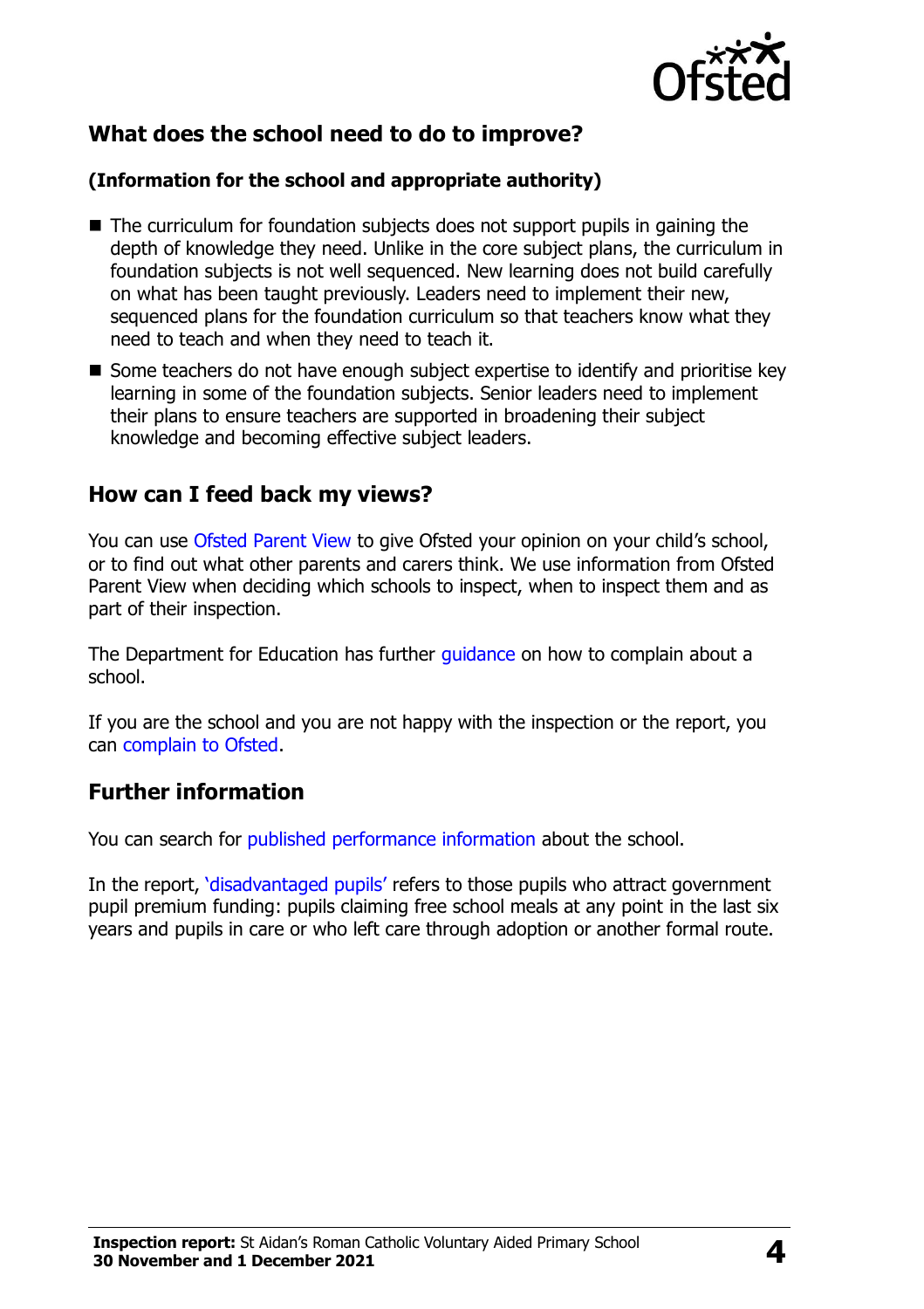## What does the school need to do to improve?

**(Information for the school and appropriate authority)**

- The curriculum for foundation subjects does not support pupils in gaining the depth of knowledge they need. Unlike in the core subject plans, the curriculum in foundation subjects is not well sequenced. New learning does not build carefully on what has been taught previously. Leaders need to implement their new, sequenced plans for the foundation curriculum so that teachers know what they need to teach and when they need to teach it.
- Some teachers do not have enough subject expertise to identify and prioritise key learning in some of the foundation subjects. Senior leaders need to implement their plans to ensure teachers are supported in broadening their subject knowledge and becoming effective subject leaders.

## How can I feed back my views?

You can use Ofsted Parent View to give Ofsted your opinion on your child's school, or to find out what other parents and carers think. We use information from Ofsted Parent View when deciding which schools to inspect, when to inspect them and as part of their inspection.

The Department for Education has further guidance on how to complain about a school.

If you are the school and you are not happy with the inspection or the report, you can complain to Ofsted.

## Further information

You can search for published performance information about the school.

In the report, 'disadvantaged pupils' refers to those pupils who attract government pupil premium funding: pupils claiming free school meals at any point in the last six years and pupils in care or who left care through adoption or another formal route.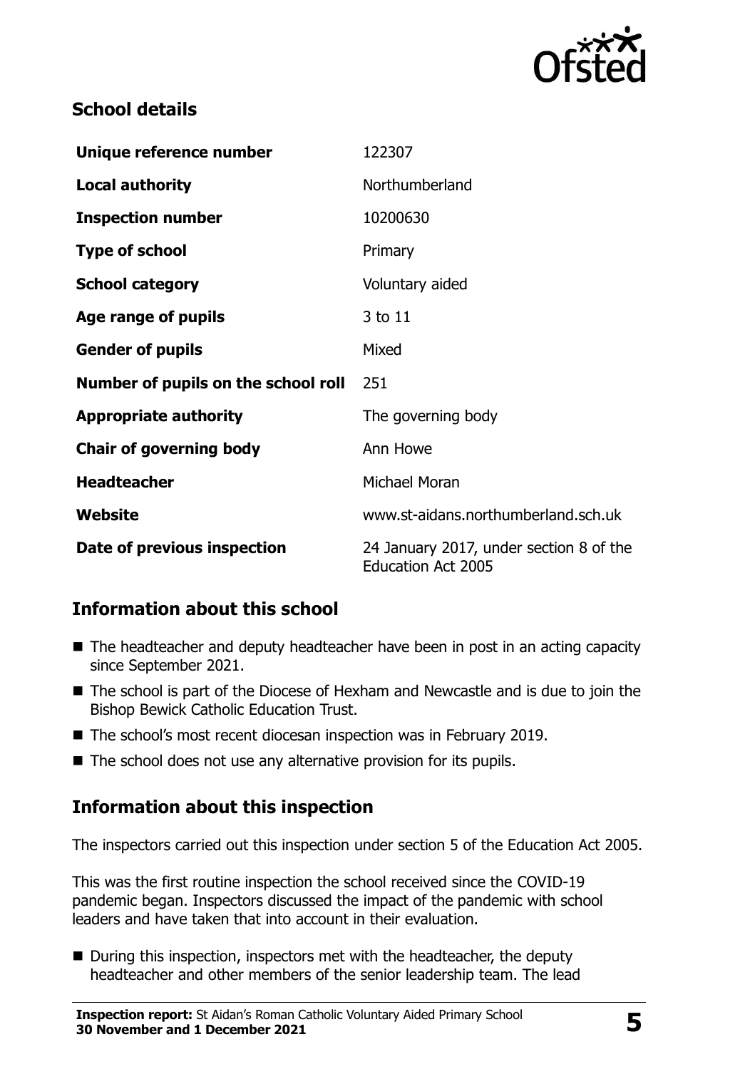## School details

| | |
|---|---|
| **Unique reference number** | 122307 |
| **Local authority** | Northumberland |
| **Inspection number** | 10200630 |
| **Type of school** | Primary |
| **School category** | Voluntary aided |
| **Age range of pupils** | 3 to 11 |
| **Gender of pupils** | Mixed |
| **Number of pupils on the school roll** | 251 |
| **Appropriate authority** | The governing body |
| **Chair of governing body** | Ann Howe |
| **Headteacher** | Michael Moran |
| **Website** | www.st-aidans.northumberland.sch.uk |
| **Date of previous inspection** | 24 January 2017, under section 8 of the Education Act 2005 |

## Information about this school

- The headteacher and deputy headteacher have been in post in an acting capacity since September 2021.
- The school is part of the Diocese of Hexham and Newcastle and is due to join the Bishop Bewick Catholic Education Trust.
- The school's most recent diocesan inspection was in February 2019.
- The school does not use any alternative provision for its pupils.

## Information about this inspection

The inspectors carried out this inspection under section 5 of the Education Act 2005.

This was the first routine inspection the school received since the COVID-19 pandemic began. Inspectors discussed the impact of the pandemic with school leaders and have taken that into account in their evaluation.

- During this inspection, inspectors met with the headteacher, the deputy headteacher and other members of the senior leadership team. The lead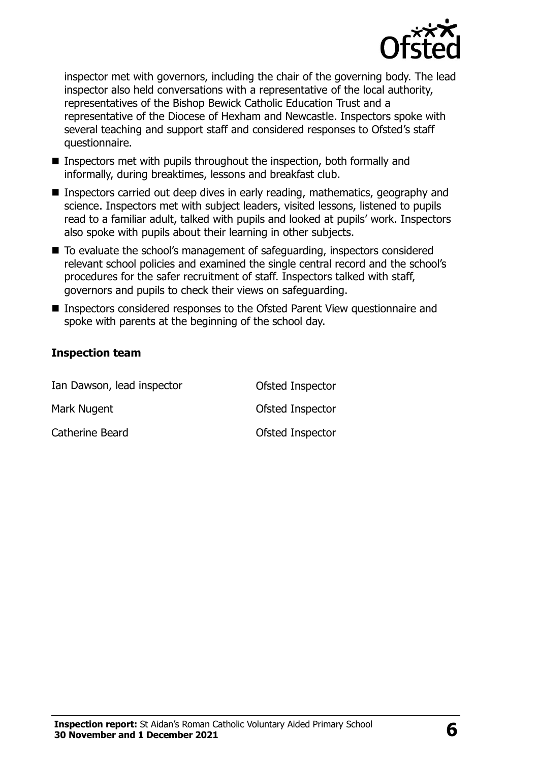inspector met with governors, including the chair of the governing body. The lead inspector also held conversations with a representative of the local authority, representatives of the Bishop Bewick Catholic Education Trust and a representative of the Diocese of Hexham and Newcastle. Inspectors spoke with several teaching and support staff and considered responses to Ofsted's staff questionnaire.

- Inspectors met with pupils throughout the inspection, both formally and informally, during breaktimes, lessons and breakfast club.
- Inspectors carried out deep dives in early reading, mathematics, geography and science. Inspectors met with subject leaders, visited lessons, listened to pupils read to a familiar adult, talked with pupils and looked at pupils' work. Inspectors also spoke with pupils about their learning in other subjects.
- To evaluate the school's management of safeguarding, inspectors considered relevant school policies and examined the single central record and the school's procedures for the safer recruitment of staff. Inspectors talked with staff, governors and pupils to check their views on safeguarding.
- Inspectors considered responses to the Ofsted Parent View questionnaire and spoke with parents at the beginning of the school day.

**Inspection team**

| | |
|---|---|
| Ian Dawson, lead inspector | Ofsted Inspector |
| Mark Nugent | Ofsted Inspector |
| Catherine Beard | Ofsted Inspector |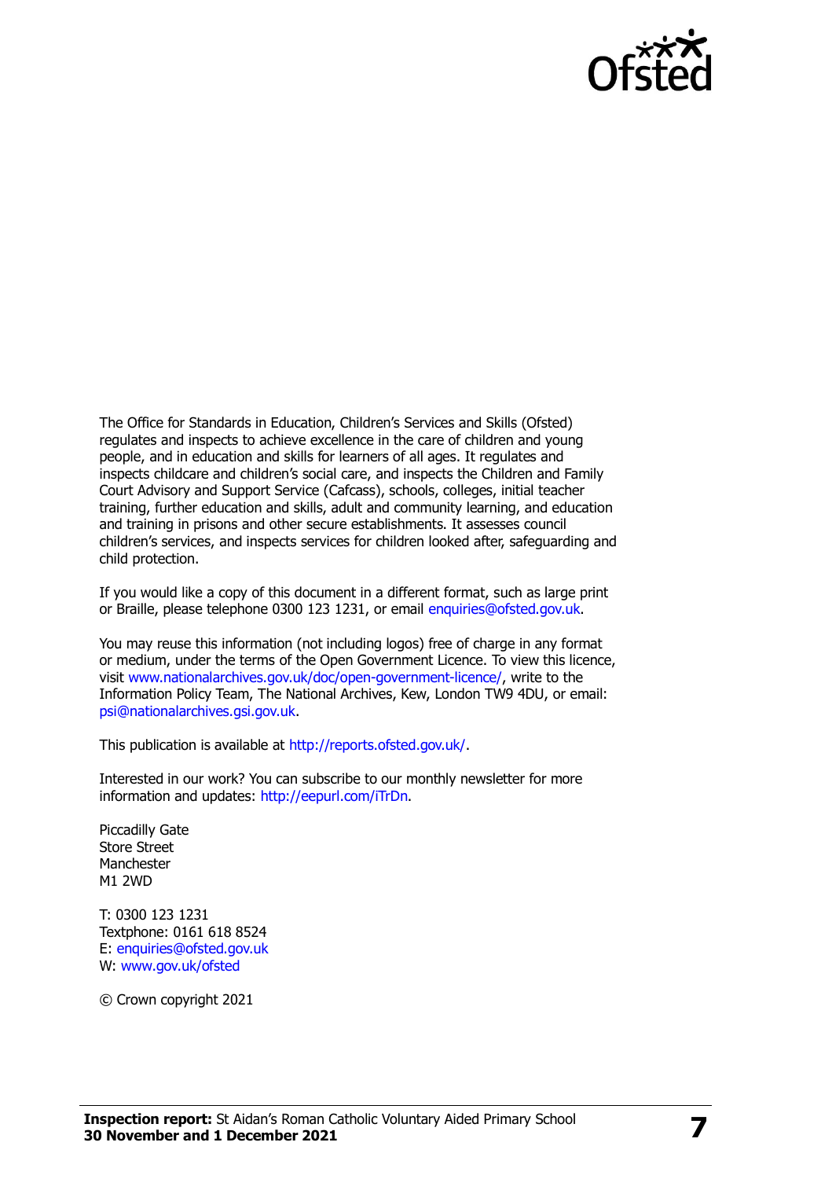The Office for Standards in Education, Children's Services and Skills (Ofsted) regulates and inspects to achieve excellence in the care of children and young people, and in education and skills for learners of all ages. It regulates and inspects childcare and children's social care, and inspects the Children and Family Court Advisory and Support Service (Cafcass), schools, colleges, initial teacher training, further education and skills, adult and community learning, and education and training in prisons and other secure establishments. It assesses council children's services, and inspects services for children looked after, safeguarding and child protection.

If you would like a copy of this document in a different format, such as large print or Braille, please telephone 0300 123 1231, or email enquiries@ofsted.gov.uk.

You may reuse this information (not including logos) free of charge in any format or medium, under the terms of the Open Government Licence. To view this licence, visit www.nationalarchives.gov.uk/doc/open-government-licence/, write to the Information Policy Team, The National Archives, Kew, London TW9 4DU, or email: psi@nationalarchives.gsi.gov.uk.

This publication is available at http://reports.ofsted.gov.uk/.

Interested in our work? You can subscribe to our monthly newsletter for more information and updates: http://eepurl.com/iTrDn.

Piccadilly Gate
Store Street
Manchester
M1 2WD

T: 0300 123 1231
Textphone: 0161 618 8524
E: enquiries@ofsted.gov.uk
W: www.gov.uk/ofsted

© Crown copyright 2021